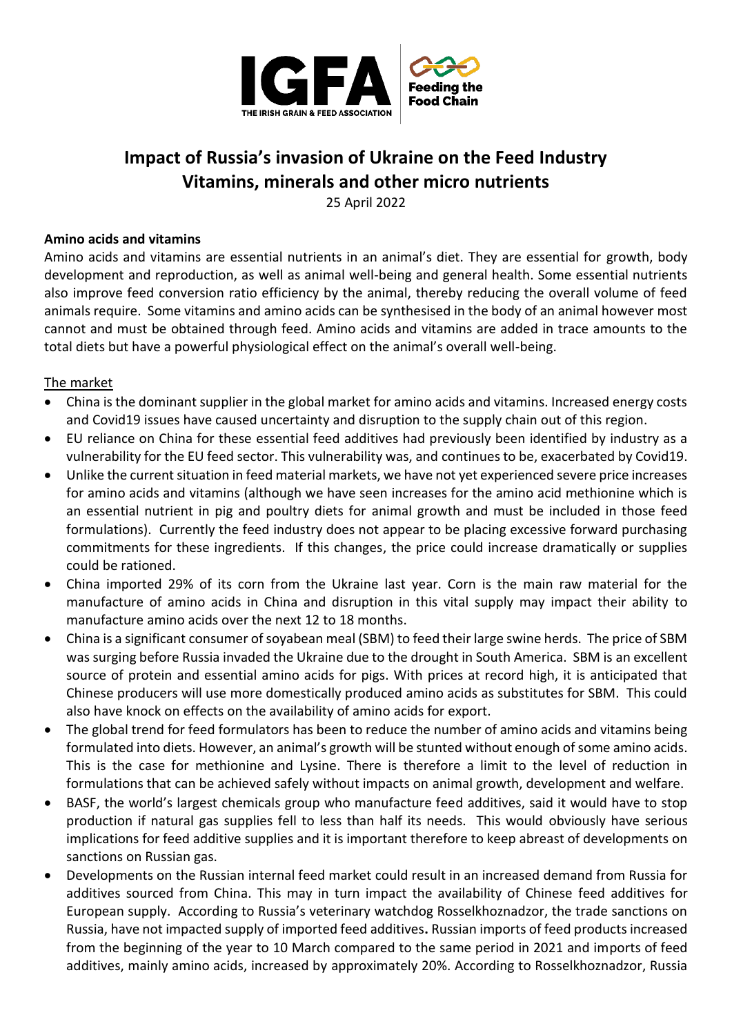# Impact of Russia's invasion of Ukraine on the Feed Industry
# Vitamins, minerals and other micro nutrients

25 April 2022

**Amino acids and vitamins**

Amino acids and vitamins are essential nutrients in an animal's diet. They are essential for growth, body development and reproduction, as well as animal well-being and general health. Some essential nutrients also improve feed conversion ratio efficiency by the animal, thereby reducing the overall volume of feed animals require. Some vitamins and amino acids can be synthesised in the body of an animal however most cannot and must be obtained through feed. Amino acids and vitamins are added in trace amounts to the total diets but have a powerful physiological effect on the animal's overall well-being.

The market

- China is the dominant supplier in the global market for amino acids and vitamins. Increased energy costs and Covid19 issues have caused uncertainty and disruption to the supply chain out of this region.
- EU reliance on China for these essential feed additives had previously been identified by industry as a vulnerability for the EU feed sector. This vulnerability was, and continues to be, exacerbated by Covid19.
- Unlike the current situation in feed material markets, we have not yet experienced severe price increases for amino acids and vitamins (although we have seen increases for the amino acid methionine which is an essential nutrient in pig and poultry diets for animal growth and must be included in those feed formulations). Currently the feed industry does not appear to be placing excessive forward purchasing commitments for these ingredients. If this changes, the price could increase dramatically or supplies could be rationed.
- China imported 29% of its corn from the Ukraine last year. Corn is the main raw material for the manufacture of amino acids in China and disruption in this vital supply may impact their ability to manufacture amino acids over the next 12 to 18 months.
- China is a significant consumer of soyabean meal (SBM) to feed their large swine herds. The price of SBM was surging before Russia invaded the Ukraine due to the drought in South America. SBM is an excellent source of protein and essential amino acids for pigs. With prices at record high, it is anticipated that Chinese producers will use more domestically produced amino acids as substitutes for SBM. This could also have knock on effects on the availability of amino acids for export.
- The global trend for feed formulators has been to reduce the number of amino acids and vitamins being formulated into diets. However, an animal's growth will be stunted without enough of some amino acids. This is the case for methionine and Lysine. There is therefore a limit to the level of reduction in formulations that can be achieved safely without impacts on animal growth, development and welfare.
- BASF, the world's largest chemicals group who manufacture feed additives, said it would have to stop production if natural gas supplies fell to less than half its needs. This would obviously have serious implications for feed additive supplies and it is important therefore to keep abreast of developments on sanctions on Russian gas.
- Developments on the Russian internal feed market could result in an increased demand from Russia for additives sourced from China. This may in turn impact the availability of Chinese feed additives for European supply. According to Russia's veterinary watchdog Rosselkhoznadzor, the trade sanctions on Russia, have not impacted supply of imported feed additives**.** Russian imports of feed products increased from the beginning of the year to 10 March compared to the same period in 2021 and imports of feed additives, mainly amino acids, increased by approximately 20%. According to Rosselkhoznadzor, Russia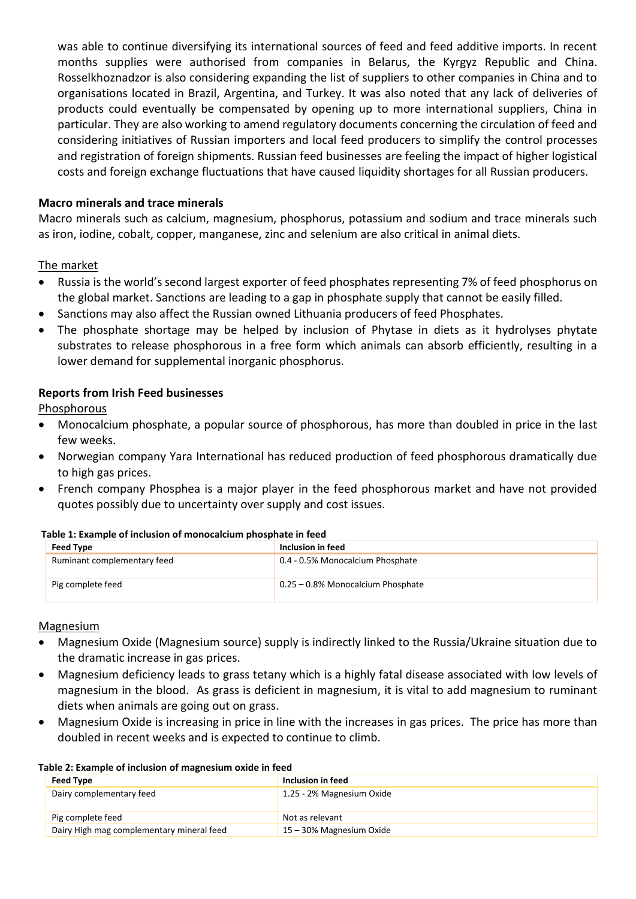was able to continue diversifying its international sources of feed and feed additive imports. In recent months supplies were authorised from companies in Belarus, the Kyrgyz Republic and China. Rosselkhoznadzor is also considering expanding the list of suppliers to other companies in China and to organisations located in Brazil, Argentina, and Turkey. It was also noted that any lack of deliveries of products could eventually be compensated by opening up to more international suppliers, China in particular. They are also working to amend regulatory documents concerning the circulation of feed and considering initiatives of Russian importers and local feed producers to simplify the control processes and registration of foreign shipments. Russian feed businesses are feeling the impact of higher logistical costs and foreign exchange fluctuations that have caused liquidity shortages for all Russian producers.

**Macro minerals and trace minerals**

Macro minerals such as calcium, magnesium, phosphorus, potassium and sodium and trace minerals such as iron, iodine, cobalt, copper, manganese, zinc and selenium are also critical in animal diets.

The market

- Russia is the world's second largest exporter of feed phosphates representing 7% of feed phosphorus on the global market. Sanctions are leading to a gap in phosphate supply that cannot be easily filled.
- Sanctions may also affect the Russian owned Lithuania producers of feed Phosphates.
- The phosphate shortage may be helped by inclusion of Phytase in diets as it hydrolyses phytate substrates to release phosphorous in a free form which animals can absorb efficiently, resulting in a lower demand for supplemental inorganic phosphorus.

**Reports from Irish Feed businesses**

Phosphorous

- Monocalcium phosphate, a popular source of phosphorous, has more than doubled in price in the last few weeks.
- Norwegian company Yara International has reduced production of feed phosphorous dramatically due to high gas prices.
- French company Phosphea is a major player in the feed phosphorous market and have not provided quotes possibly due to uncertainty over supply and cost issues.

**Table 1: Example of inclusion of monocalcium phosphate in feed**

| Feed Type | Inclusion in feed |
|---|---|
| Ruminant complementary feed | 0.4 - 0.5% Monocalcium Phosphate |
| Pig complete feed | 0.25 – 0.8% Monocalcium Phosphate |

Magnesium

- Magnesium Oxide (Magnesium source) supply is indirectly linked to the Russia/Ukraine situation due to the dramatic increase in gas prices.
- Magnesium deficiency leads to grass tetany which is a highly fatal disease associated with low levels of magnesium in the blood. As grass is deficient in magnesium, it is vital to add magnesium to ruminant diets when animals are going out on grass.
- Magnesium Oxide is increasing in price in line with the increases in gas prices. The price has more than doubled in recent weeks and is expected to continue to climb.

**Table 2: Example of inclusion of magnesium oxide in feed**

| Feed Type | Inclusion in feed |
|---|---|
| Dairy complementary feed | 1.25 - 2% Magnesium Oxide |
| Pig complete feed | Not as relevant |
| Dairy High mag complementary mineral feed | 15 – 30% Magnesium Oxide |